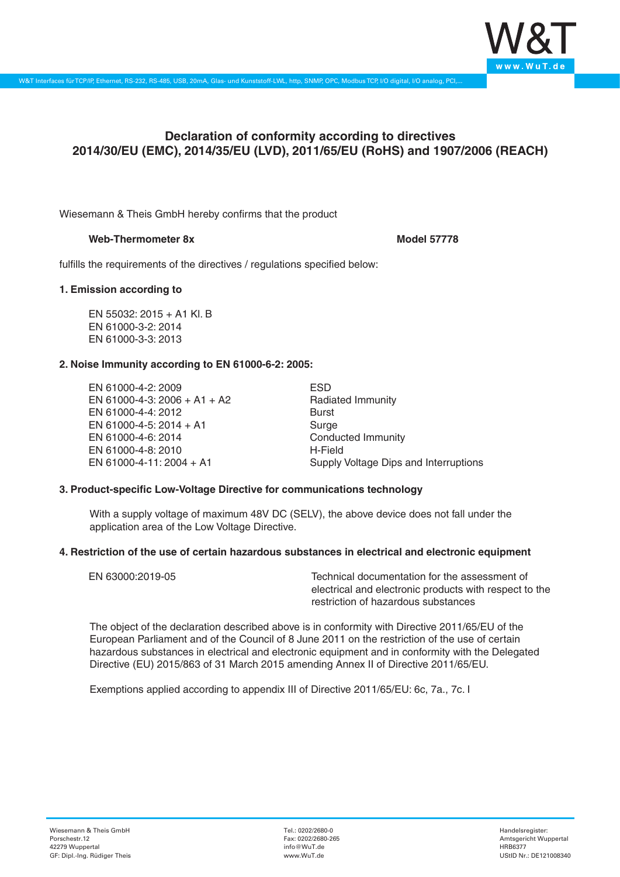# Declaration of conformity according to directives 2014/30/EU (EMC), 2014/35/EU (LVD), 2011/65/EU (RoHS) and 1907/2006 (REACH)

Wiesemann & Theis GmbH hereby confirms that the product

**Web-Thermometer 8x** **Model 57778**

fulfills the requirements of the directives / regulations specified below:

**1. Emission according to**

EN 55032: 2015 + A1 Kl. B
EN 61000-3-2: 2014
EN 61000-3-3: 2013

**2. Noise Immunity according to EN 61000-6-2: 2005:**

| | |
|---|---|
| EN 61000-4-2: 2009 | ESD |
| EN 61000-4-3: 2006 + A1 + A2 | Radiated Immunity |
| EN 61000-4-4: 2012 | Burst |
| EN 61000-4-5: 2014 + A1 | Surge |
| EN 61000-4-6: 2014 | Conducted Immunity |
| EN 61000-4-8: 2010 | H-Field |
| EN 61000-4-11: 2004 + A1 | Supply Voltage Dips and Interruptions |

**3. Product-specific Low-Voltage Directive for communications technology**

With a supply voltage of maximum 48V DC (SELV), the above device does not fall under the application area of the Low Voltage Directive.

**4. Restriction of the use of certain hazardous substances in electrical and electronic equipment**

| | |
|---|---|
| EN 63000:2019-05 | Technical documentation for the assessment of electrical and electronic products with respect to the restriction of hazardous substances |

The object of the declaration described above is in conformity with Directive 2011/65/EU of the European Parliament and of the Council of 8 June 2011 on the restriction of the use of certain hazardous substances in electrical and electronic equipment and in conformity with the Delegated Directive (EU) 2015/863 of 31 March 2015 amending Annex II of Directive 2011/65/EU.

Exemptions applied according to appendix III of Directive 2011/65/EU: 6c, 7a., 7c. I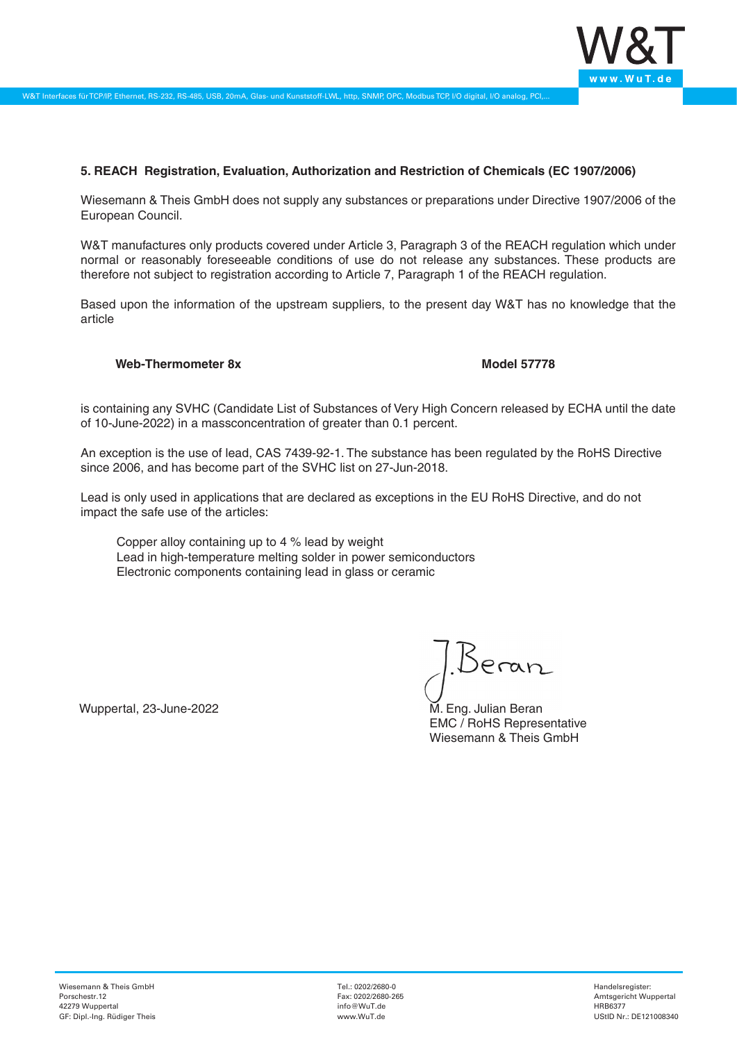### 5. REACH Registration, Evaluation, Authorization and Restriction of Chemicals (EC 1907/2006)

Wiesemann & Theis GmbH does not supply any substances or preparations under Directive 1907/2006 of the European Council.

W&T manufactures only products covered under Article 3, Paragraph 3 of the REACH regulation which under normal or reasonably foreseeable conditions of use do not release any substances. These products are therefore not subject to registration according to Article 7, Paragraph 1 of the REACH regulation.

Based upon the information of the upstream suppliers, to the present day W&T has no knowledge that the article

**Web-Thermometer 8x** **Model 57778**

is containing any SVHC (Candidate List of Substances of Very High Concern released by ECHA until the date of 10-June-2022) in a massconcentration of greater than 0.1 percent.

An exception is the use of lead, CAS 7439-92-1. The substance has been regulated by the RoHS Directive since 2006, and has become part of the SVHC list on 27-Jun-2018.

Lead is only used in applications that are declared as exceptions in the EU RoHS Directive, and do not impact the safe use of the articles:

Copper alloy containing up to 4 % lead by weight
Lead in high-temperature melting solder in power semiconductors
Electronic components containing lead in glass or ceramic

Wuppertal, 23-June-2022

J.Beran

M. Eng. Julian Beran
EMC / RoHS Representative
Wiesemann & Theis GmbH